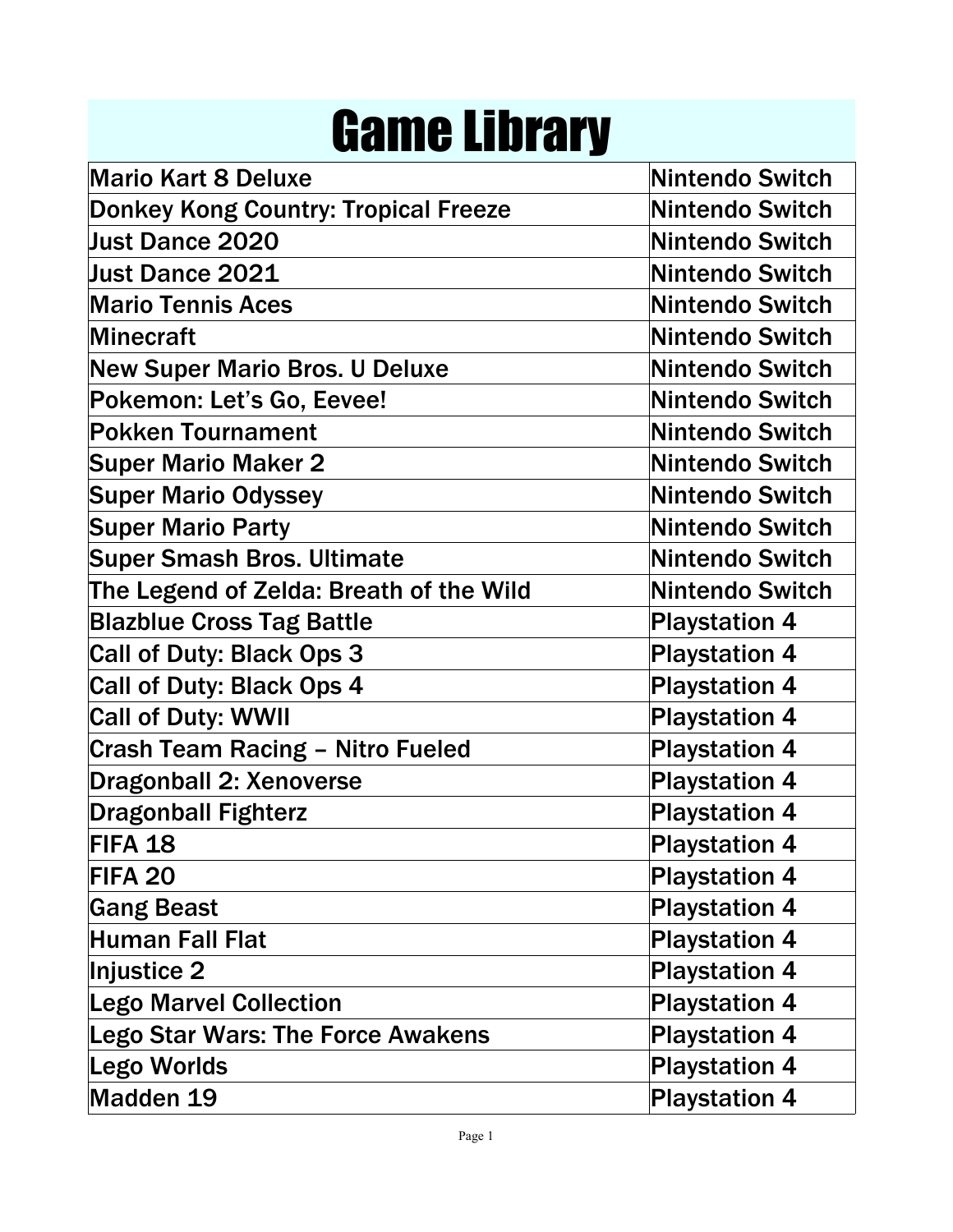# Game Library

| | |
|---|---|
| Mario Kart 8 Deluxe | Nintendo Switch |
| Donkey Kong Country: Tropical Freeze | Nintendo Switch |
| Just Dance 2020 | Nintendo Switch |
| Just Dance 2021 | Nintendo Switch |
| Mario Tennis Aces | Nintendo Switch |
| Minecraft | Nintendo Switch |
| New Super Mario Bros. U Deluxe | Nintendo Switch |
| Pokemon: Let’s Go, Eevee! | Nintendo Switch |
| Pokken Tournament | Nintendo Switch |
| Super Mario Maker 2 | Nintendo Switch |
| Super Mario Odyssey | Nintendo Switch |
| Super Mario Party | Nintendo Switch |
| Super Smash Bros. Ultimate | Nintendo Switch |
| The Legend of Zelda: Breath of the Wild | Nintendo Switch |
| Blazblue Cross Tag Battle | Playstation 4 |
| Call of Duty: Black Ops 3 | Playstation 4 |
| Call of Duty: Black Ops 4 | Playstation 4 |
| Call of Duty: WWII | Playstation 4 |
| Crash Team Racing – Nitro Fueled | Playstation 4 |
| Dragonball 2: Xenoverse | Playstation 4 |
| Dragonball Fighterz | Playstation 4 |
| FIFA 18 | Playstation 4 |
| FIFA 20 | Playstation 4 |
| Gang Beast | Playstation 4 |
| Human Fall Flat | Playstation 4 |
| Injustice 2 | Playstation 4 |
| Lego Marvel Collection | Playstation 4 |
| Lego Star Wars: The Force Awakens | Playstation 4 |
| Lego Worlds | Playstation 4 |
| Madden 19 | Playstation 4 |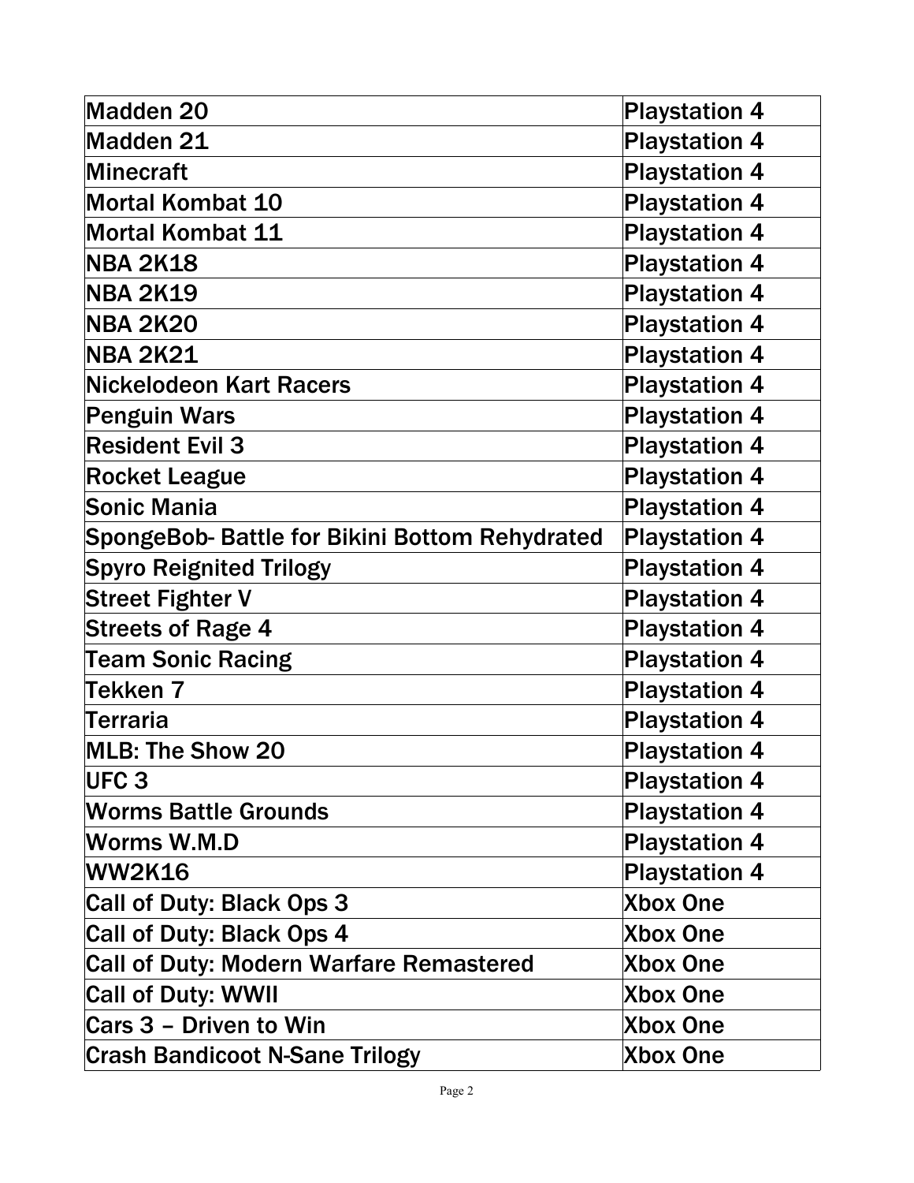| | |
|---|---|
| Madden 20 | Playstation 4 |
| Madden 21 | Playstation 4 |
| Minecraft | Playstation 4 |
| Mortal Kombat 10 | Playstation 4 |
| Mortal Kombat 11 | Playstation 4 |
| NBA 2K18 | Playstation 4 |
| NBA 2K19 | Playstation 4 |
| NBA 2K20 | Playstation 4 |
| NBA 2K21 | Playstation 4 |
| Nickelodeon Kart Racers | Playstation 4 |
| Penguin Wars | Playstation 4 |
| Resident Evil 3 | Playstation 4 |
| Rocket League | Playstation 4 |
| Sonic Mania | Playstation 4 |
| SpongeBob- Battle for Bikini Bottom Rehydrated | Playstation 4 |
| Spyro Reignited Trilogy | Playstation 4 |
| Street Fighter V | Playstation 4 |
| Streets of Rage 4 | Playstation 4 |
| Team Sonic Racing | Playstation 4 |
| Tekken 7 | Playstation 4 |
| Terraria | Playstation 4 |
| MLB: The Show 20 | Playstation 4 |
| UFC 3 | Playstation 4 |
| Worms Battle Grounds | Playstation 4 |
| Worms W.M.D | Playstation 4 |
| WW2K16 | Playstation 4 |
| Call of Duty: Black Ops 3 | Xbox One |
| Call of Duty: Black Ops 4 | Xbox One |
| Call of Duty: Modern Warfare Remastered | Xbox One |
| Call of Duty: WWII | Xbox One |
| Cars 3 – Driven to Win | Xbox One |
| Crash Bandicoot N-Sane Trilogy | Xbox One |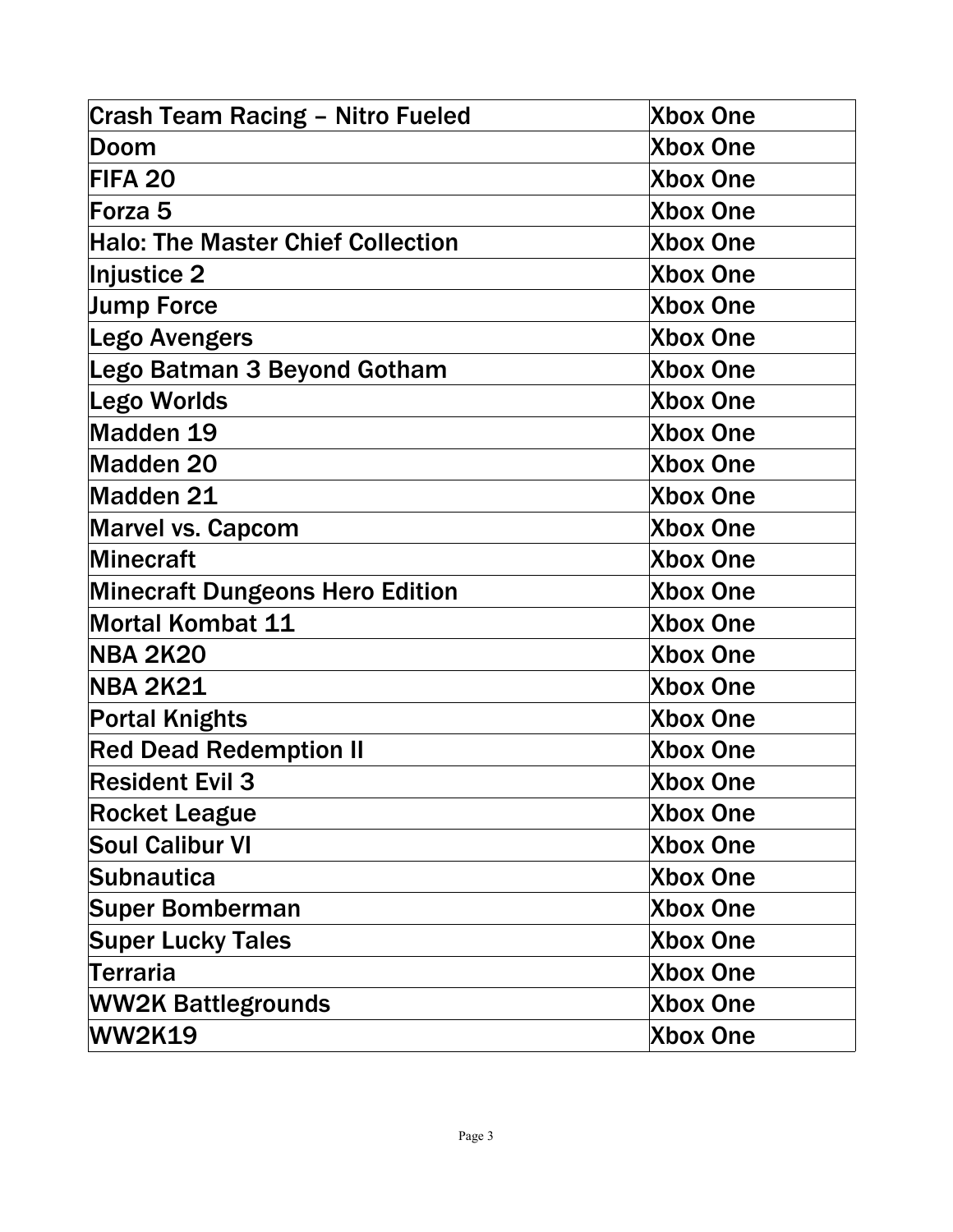| | |
|---|---|
| **Crash Team Racing – Nitro Fueled** | **Xbox One** |
| **Doom** | **Xbox One** |
| **FIFA 20** | **Xbox One** |
| **Forza 5** | **Xbox One** |
| **Halo: The Master Chief Collection** | **Xbox One** |
| **Injustice 2** | **Xbox One** |
| **Jump Force** | **Xbox One** |
| **Lego Avengers** | **Xbox One** |
| **Lego Batman 3 Beyond Gotham** | **Xbox One** |
| **Lego Worlds** | **Xbox One** |
| **Madden 19** | **Xbox One** |
| **Madden 20** | **Xbox One** |
| **Madden 21** | **Xbox One** |
| **Marvel vs. Capcom** | **Xbox One** |
| **Minecraft** | **Xbox One** |
| **Minecraft Dungeons Hero Edition** | **Xbox One** |
| **Mortal Kombat 11** | **Xbox One** |
| **NBA 2K20** | **Xbox One** |
| **NBA 2K21** | **Xbox One** |
| **Portal Knights** | **Xbox One** |
| **Red Dead Redemption II** | **Xbox One** |
| **Resident Evil 3** | **Xbox One** |
| **Rocket League** | **Xbox One** |
| **Soul Calibur VI** | **Xbox One** |
| **Subnautica** | **Xbox One** |
| **Super Bomberman** | **Xbox One** |
| **Super Lucky Tales** | **Xbox One** |
| **Terraria** | **Xbox One** |
| **WW2K Battlegrounds** | **Xbox One** |
| **WW2K19** | **Xbox One** |